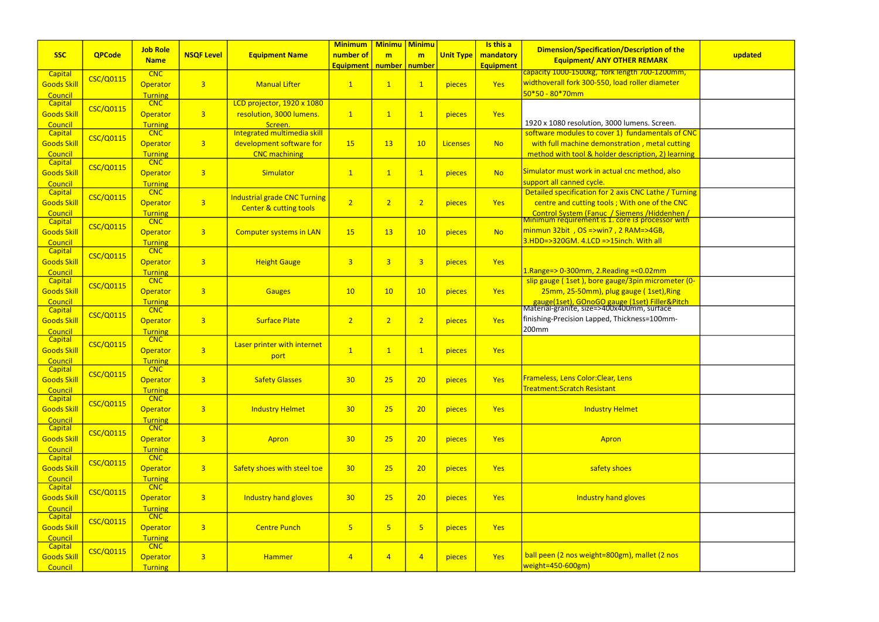| SSC | QPCode | Job Role Name | NSQF Level | Equipment Name | Minimum number of Equipment | Minimum number | Minimum number | Unit Type | Is this a mandatory Equipment | Dimension/Specification/Description of the Equipment/ ANY OTHER REMARK | updated |
|---|---|---|---|---|---|---|---|---|---|---|---|
| Capital Goods Skill Council | CSC/Q0115 | CNC Operator Turning | 3 | Manual Lifter | 1 | 1 | 1 | pieces | Yes | capacity 1000-1500kg, fork length 700-1200mm, widthoverall fork 300-550, load roller diameter 50*50 - 80*70mm | |
| Capital Goods Skill Council | CSC/Q0115 | CNC Operator Turning | 3 | LCD projector, 1920 x 1080 resolution, 3000 lumens. Screen. | 1 | 1 | 1 | pieces | Yes | 1920 x 1080 resolution, 3000 lumens. Screen. | |
| Capital Goods Skill Council | CSC/Q0115 | CNC Operator Turning | 3 | Integrated multimedia skill development software for CNC machining | 15 | 13 | 10 | Licenses | No | software modules to cover 1) fundamentals of CNC with full machine demonstration , metal cutting method with tool & holder description, 2) learning | |
| Capital Goods Skill Council | CSC/Q0115 | CNC Operator Turning | 3 | Simulator | 1 | 1 | 1 | pieces | No | Simulator must work in actual cnc method, also support all canned cycle. | |
| Capital Goods Skill Council | CSC/Q0115 | CNC Operator Turning | 3 | Industrial grade CNC Turning Center & cutting tools | 2 | 2 | 2 | pieces | Yes | Detailed specification for 2 axis CNC Lathe / Turning centre and cutting tools ; With one of the CNC Control System (Fanuc / Siemens /Hiddenhen / | |
| Capital Goods Skill Council | CSC/Q0115 | CNC Operator Turning | 3 | Computer systems in LAN | 15 | 13 | 10 | pieces | No | Minimum requirement is 1. core i3 processor with minmun 32bit , OS =>win7 , 2 RAM=>4GB, 3.HDD=>320GM. 4.LCD =>15inch. With all | |
| Capital Goods Skill Council | CSC/Q0115 | CNC Operator Turning | 3 | Height Gauge | 3 | 3 | 3 | pieces | Yes | 1.Range=> 0-300mm, 2.Reading =<0.02mm | |
| Capital Goods Skill Council | CSC/Q0115 | CNC Operator Turning | 3 | Gauges | 10 | 10 | 10 | pieces | Yes | slip gauge ( 1set ), bore gauge/3pin micrometer (0-25mm, 25-50mm), plug gauge ( 1set),Ring gauge(1set), GOnoGO gauge (1set) Filler&Pitch | |
| Capital Goods Skill Council | CSC/Q0115 | CNC Operator Turning | 3 | Surface Plate | 2 | 2 | 2 | pieces | Yes | Material-granite, size=>400x400mm, surface finishing-Precision Lapped, Thickness=100mm-200mm | |
| Capital Goods Skill Council | CSC/Q0115 | CNC Operator Turning | 3 | Laser printer with internet port | 1 | 1 | 1 | pieces | Yes | | |
| Capital Goods Skill Council | CSC/Q0115 | CNC Operator Turning | 3 | Safety Glasses | 30 | 25 | 20 | pieces | Yes | Frameless, Lens Color:Clear, Lens Treatment:Scratch Resistant | |
| Capital Goods Skill Council | CSC/Q0115 | CNC Operator Turning | 3 | Industry Helmet | 30 | 25 | 20 | pieces | Yes | Industry Helmet | |
| Capital Goods Skill Council | CSC/Q0115 | CNC Operator Turning | 3 | Apron | 30 | 25 | 20 | pieces | Yes | Apron | |
| Capital Goods Skill Council | CSC/Q0115 | CNC Operator Turning | 3 | Safety shoes with steel toe | 30 | 25 | 20 | pieces | Yes | safety shoes | |
| Capital Goods Skill Council | CSC/Q0115 | CNC Operator Turning | 3 | Industry hand gloves | 30 | 25 | 20 | pieces | Yes | Industry hand gloves | |
| Capital Goods Skill Council | CSC/Q0115 | CNC Operator Turning | 3 | Centre Punch | 5 | 5 | 5 | pieces | Yes | | |
| Capital Goods Skill Council | CSC/Q0115 | CNC Operator Turning | 3 | Hammer | 4 | 4 | 4 | pieces | Yes | ball peen (2 nos weight=800gm), mallet (2 nos weight=450-600gm) | |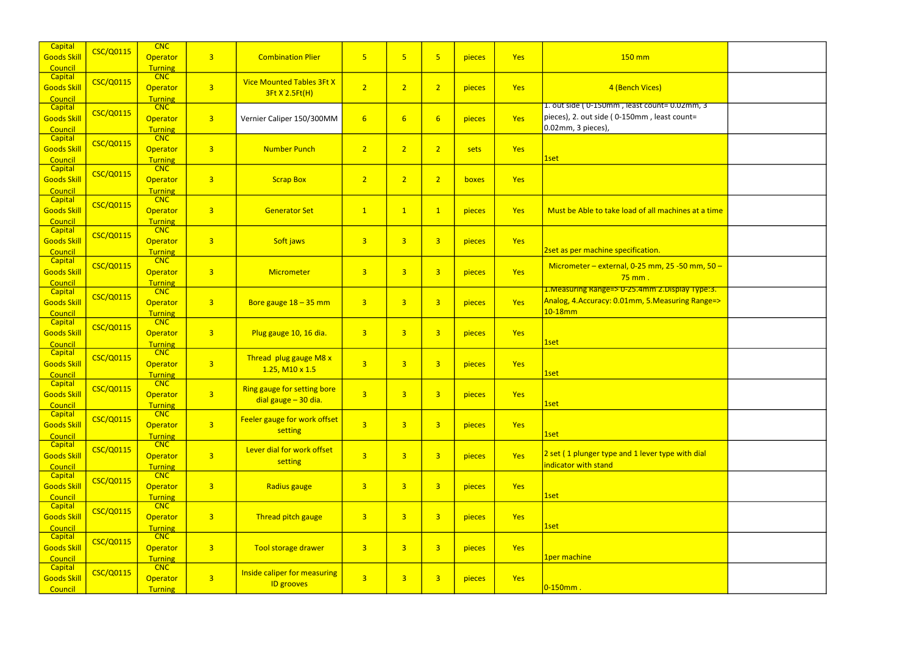| | | | | | | | | | | | |
|---|---|---|---|---|---|---|---|---|---|---|---|
| Capital Goods Skill Council | CSC/Q0115 | CNC Operator Turning | 3 | Combination Plier | 5 | 5 | 5 | pieces | Yes | 150 mm | |
| Capital Goods Skill Council | CSC/Q0115 | CNC Operator Turning | 3 | Vice Mounted Tables 3Ft X 3Ft X 2.5Ft(H) | 2 | 2 | 2 | pieces | Yes | 4 (Bench Vices) | |
| Capital Goods Skill Council | CSC/Q0115 | CNC Operator Turning | 3 | Vernier Caliper 150/300MM | 6 | 6 | 6 | pieces | Yes | 1. out side ( 0-150mm , least count= 0.02mm, 3 pieces), 2. out side ( 0-150mm , least count= 0.02mm, 3 pieces), | |
| Capital Goods Skill Council | CSC/Q0115 | CNC Operator Turning | 3 | Number Punch | 2 | 2 | 2 | sets | Yes | 1set | |
| Capital Goods Skill Council | CSC/Q0115 | CNC Operator Turning | 3 | Scrap Box | 2 | 2 | 2 | boxes | Yes | | |
| Capital Goods Skill Council | CSC/Q0115 | CNC Operator Turning | 3 | Generator Set | 1 | 1 | 1 | pieces | Yes | Must be Able to take load of all machines at a time | |
| Capital Goods Skill Council | CSC/Q0115 | CNC Operator Turning | 3 | Soft jaws | 3 | 3 | 3 | pieces | Yes | 2set as per machine specification. | |
| Capital Goods Skill Council | CSC/Q0115 | CNC Operator Turning | 3 | Micrometer | 3 | 3 | 3 | pieces | Yes | Micrometer – external, 0-25 mm, 25 -50 mm, 50 – 75 mm . | |
| Capital Goods Skill Council | CSC/Q0115 | CNC Operator Turning | 3 | Bore gauge 18 – 35 mm | 3 | 3 | 3 | pieces | Yes | 1.Measuring Range=> 0-25.4mm 2.Display Type:3. Analog, 4.Accuracy: 0.01mm, 5.Measuring Range=> 10-18mm | |
| Capital Goods Skill Council | CSC/Q0115 | CNC Operator Turning | 3 | Plug gauge 10, 16 dia. | 3 | 3 | 3 | pieces | Yes | 1set | |
| Capital Goods Skill Council | CSC/Q0115 | CNC Operator Turning | 3 | Thread plug gauge M8 x 1.25, M10 x 1.5 | 3 | 3 | 3 | pieces | Yes | 1set | |
| Capital Goods Skill Council | CSC/Q0115 | CNC Operator Turning | 3 | Ring gauge for setting bore dial gauge – 30 dia. | 3 | 3 | 3 | pieces | Yes | 1set | |
| Capital Goods Skill Council | CSC/Q0115 | CNC Operator Turning | 3 | Feeler gauge for work offset setting | 3 | 3 | 3 | pieces | Yes | 1set | |
| Capital Goods Skill Council | CSC/Q0115 | CNC Operator Turning | 3 | Lever dial for work offset setting | 3 | 3 | 3 | pieces | Yes | 2 set ( 1 plunger type and 1 lever type with dial indicator with stand | |
| Capital Goods Skill Council | CSC/Q0115 | CNC Operator Turning | 3 | Radius gauge | 3 | 3 | 3 | pieces | Yes | 1set | |
| Capital Goods Skill Council | CSC/Q0115 | CNC Operator Turning | 3 | Thread pitch gauge | 3 | 3 | 3 | pieces | Yes | 1set | |
| Capital Goods Skill Council | CSC/Q0115 | CNC Operator Turning | 3 | Tool storage drawer | 3 | 3 | 3 | pieces | Yes | 1per machine | |
| Capital Goods Skill Council | CSC/Q0115 | CNC Operator Turning | 3 | Inside caliper for measuring ID grooves | 3 | 3 | 3 | pieces | Yes | 0-150mm . | |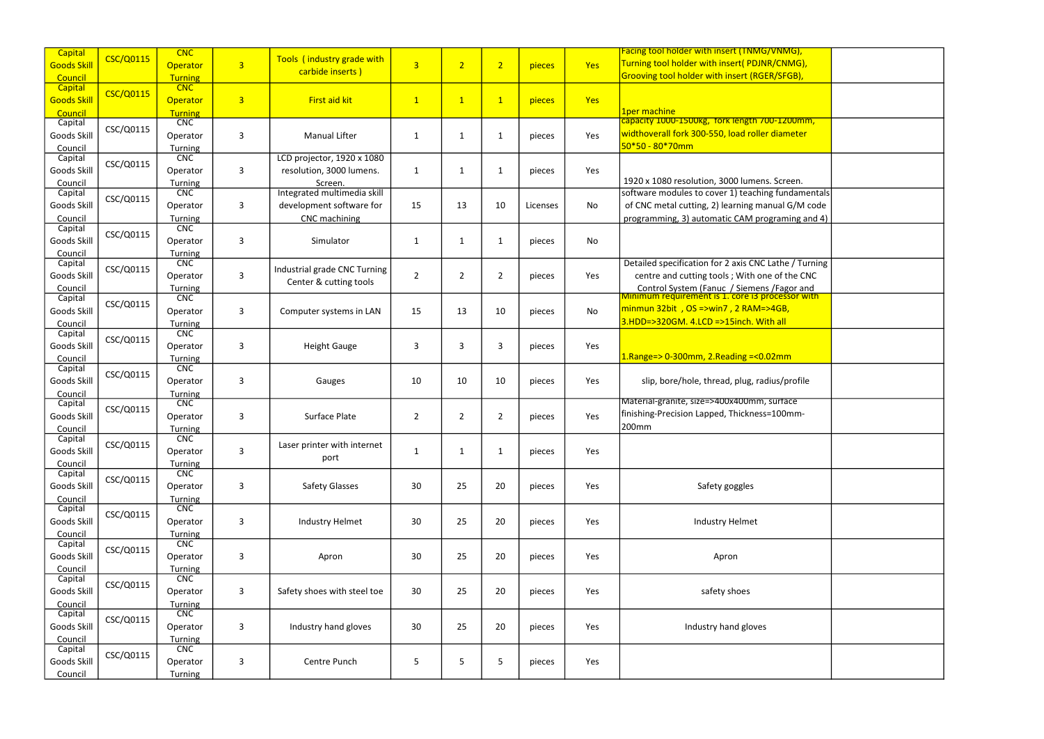| | | | | | | | | | | | |
|---|---|---|---|---|---|---|---|---|---|---|---|
| Capital Goods Skill Council | CSC/Q0115 | CNC Operator Turning | 3 | Tools ( industry grade with carbide inserts ) | 3 | 2 | 2 | pieces | Yes | Facing tool holder with insert (TNMG/VNMG), Turning tool holder with insert( PDJNR/CNMG), Grooving tool holder with insert (RGER/SFGB), | |
| Capital Goods Skill Council | CSC/Q0115 | CNC Operator Turning | 3 | First aid kit | 1 | 1 | 1 | pieces | Yes | 1per machine | |
| Capital Goods Skill Council | CSC/Q0115 | CNC Operator Turning | 3 | Manual Lifter | 1 | 1 | 1 | pieces | Yes | capacity 1000-1500kg, fork length 700-1200mm, widthoverall fork 300-550, load roller diameter 50*50 - 80*70mm | |
| Capital Goods Skill Council | CSC/Q0115 | CNC Operator Turning | 3 | LCD projector, 1920 x 1080 resolution, 3000 lumens. Screen. | 1 | 1 | 1 | pieces | Yes | 1920 x 1080 resolution, 3000 lumens. Screen. | |
| Capital Goods Skill Council | CSC/Q0115 | CNC Operator Turning | 3 | Integrated multimedia skill development software for CNC machining | 15 | 13 | 10 | Licenses | No | software modules to cover 1) teaching fundamentals of CNC metal cutting, 2) learning manual G/M code programming, 3) automatic CAM programing and 4) | |
| Capital Goods Skill Council | CSC/Q0115 | CNC Operator Turning | 3 | Simulator | 1 | 1 | 1 | pieces | No | | |
| Capital Goods Skill Council | CSC/Q0115 | CNC Operator Turning | 3 | Industrial grade CNC Turning Center & cutting tools | 2 | 2 | 2 | pieces | Yes | Detailed specification for 2 axis CNC Lathe / Turning centre and cutting tools ; With one of the CNC Control System (Fanuc / Siemens /Fagor and | |
| Capital Goods Skill Council | CSC/Q0115 | CNC Operator Turning | 3 | Computer systems in LAN | 15 | 13 | 10 | pieces | No | Minimum requirement is 1. core i3 processor with minmun 32bit , OS =>win7 , 2 RAM=>4GB, 3.HDD=>320GM. 4.LCD =>15inch. With all | |
| Capital Goods Skill Council | CSC/Q0115 | CNC Operator Turning | 3 | Height Gauge | 3 | 3 | 3 | pieces | Yes | 1.Range=> 0-300mm, 2.Reading =<0.02mm | |
| Capital Goods Skill Council | CSC/Q0115 | CNC Operator Turning | 3 | Gauges | 10 | 10 | 10 | pieces | Yes | slip, bore/hole, thread, plug, radius/profile | |
| Capital Goods Skill Council | CSC/Q0115 | CNC Operator Turning | 3 | Surface Plate | 2 | 2 | 2 | pieces | Yes | Material-granite, size=>400x400mm, surface finishing-Precision Lapped, Thickness=100mm-200mm | |
| Capital Goods Skill Council | CSC/Q0115 | CNC Operator Turning | 3 | Laser printer with internet port | 1 | 1 | 1 | pieces | Yes | | |
| Capital Goods Skill Council | CSC/Q0115 | CNC Operator Turning | 3 | Safety Glasses | 30 | 25 | 20 | pieces | Yes | Safety goggles | |
| Capital Goods Skill Council | CSC/Q0115 | CNC Operator Turning | 3 | Industry Helmet | 30 | 25 | 20 | pieces | Yes | Industry Helmet | |
| Capital Goods Skill Council | CSC/Q0115 | CNC Operator Turning | 3 | Apron | 30 | 25 | 20 | pieces | Yes | Apron | |
| Capital Goods Skill Council | CSC/Q0115 | CNC Operator Turning | 3 | Safety shoes with steel toe | 30 | 25 | 20 | pieces | Yes | safety shoes | |
| Capital Goods Skill Council | CSC/Q0115 | CNC Operator Turning | 3 | Industry hand gloves | 30 | 25 | 20 | pieces | Yes | Industry hand gloves | |
| Capital Goods Skill Council | CSC/Q0115 | CNC Operator Turning | 3 | Centre Punch | 5 | 5 | 5 | pieces | Yes | | |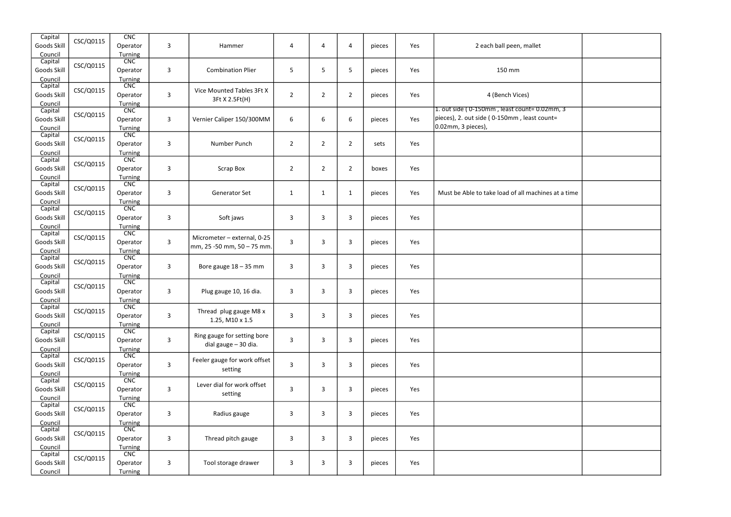| Capital Goods Skill Council | CSC/Q0115 | CNC Operator Turning | 3 | Hammer | 4 | 4 | 4 | pieces | Yes | 2 each ball peen, mallet | |
|---|---|---|---|---|---|---|---|---|---|---|---|
| Capital Goods Skill Council | CSC/Q0115 | CNC Operator Turning | 3 | Combination Plier | 5 | 5 | 5 | pieces | Yes | 150 mm | |
| Capital Goods Skill Council | CSC/Q0115 | CNC Operator Turning | 3 | Vice Mounted Tables 3Ft X 3Ft X 2.5Ft(H) | 2 | 2 | 2 | pieces | Yes | 4 (Bench Vices) | |
| Capital Goods Skill Council | CSC/Q0115 | CNC Operator Turning | 3 | Vernier Caliper 150/300MM | 6 | 6 | 6 | pieces | Yes | 1. out side ( 0-150mm , least count= 0.02mm, 3 pieces), 2. out side ( 0-150mm , least count= 0.02mm, 3 pieces), | |
| Capital Goods Skill Council | CSC/Q0115 | CNC Operator Turning | 3 | Number Punch | 2 | 2 | 2 | sets | Yes | | |
| Capital Goods Skill Council | CSC/Q0115 | CNC Operator Turning | 3 | Scrap Box | 2 | 2 | 2 | boxes | Yes | | |
| Capital Goods Skill Council | CSC/Q0115 | CNC Operator Turning | 3 | Generator Set | 1 | 1 | 1 | pieces | Yes | Must be Able to take load of all machines at a time | |
| Capital Goods Skill Council | CSC/Q0115 | CNC Operator Turning | 3 | Soft jaws | 3 | 3 | 3 | pieces | Yes | | |
| Capital Goods Skill Council | CSC/Q0115 | CNC Operator Turning | 3 | Micrometer – external, 0-25 mm, 25 -50 mm, 50 – 75 mm. | 3 | 3 | 3 | pieces | Yes | | |
| Capital Goods Skill Council | CSC/Q0115 | CNC Operator Turning | 3 | Bore gauge 18 – 35 mm | 3 | 3 | 3 | pieces | Yes | | |
| Capital Goods Skill Council | CSC/Q0115 | CNC Operator Turning | 3 | Plug gauge 10, 16 dia. | 3 | 3 | 3 | pieces | Yes | | |
| Capital Goods Skill Council | CSC/Q0115 | CNC Operator Turning | 3 | Thread plug gauge M8 x 1.25, M10 x 1.5 | 3 | 3 | 3 | pieces | Yes | | |
| Capital Goods Skill Council | CSC/Q0115 | CNC Operator Turning | 3 | Ring gauge for setting bore dial gauge – 30 dia. | 3 | 3 | 3 | pieces | Yes | | |
| Capital Goods Skill Council | CSC/Q0115 | CNC Operator Turning | 3 | Feeler gauge for work offset setting | 3 | 3 | 3 | pieces | Yes | | |
| Capital Goods Skill Council | CSC/Q0115 | CNC Operator Turning | 3 | Lever dial for work offset setting | 3 | 3 | 3 | pieces | Yes | | |
| Capital Goods Skill Council | CSC/Q0115 | CNC Operator Turning | 3 | Radius gauge | 3 | 3 | 3 | pieces | Yes | | |
| Capital Goods Skill Council | CSC/Q0115 | CNC Operator Turning | 3 | Thread pitch gauge | 3 | 3 | 3 | pieces | Yes | | |
| Capital Goods Skill Council | CSC/Q0115 | CNC Operator Turning | 3 | Tool storage drawer | 3 | 3 | 3 | pieces | Yes | | |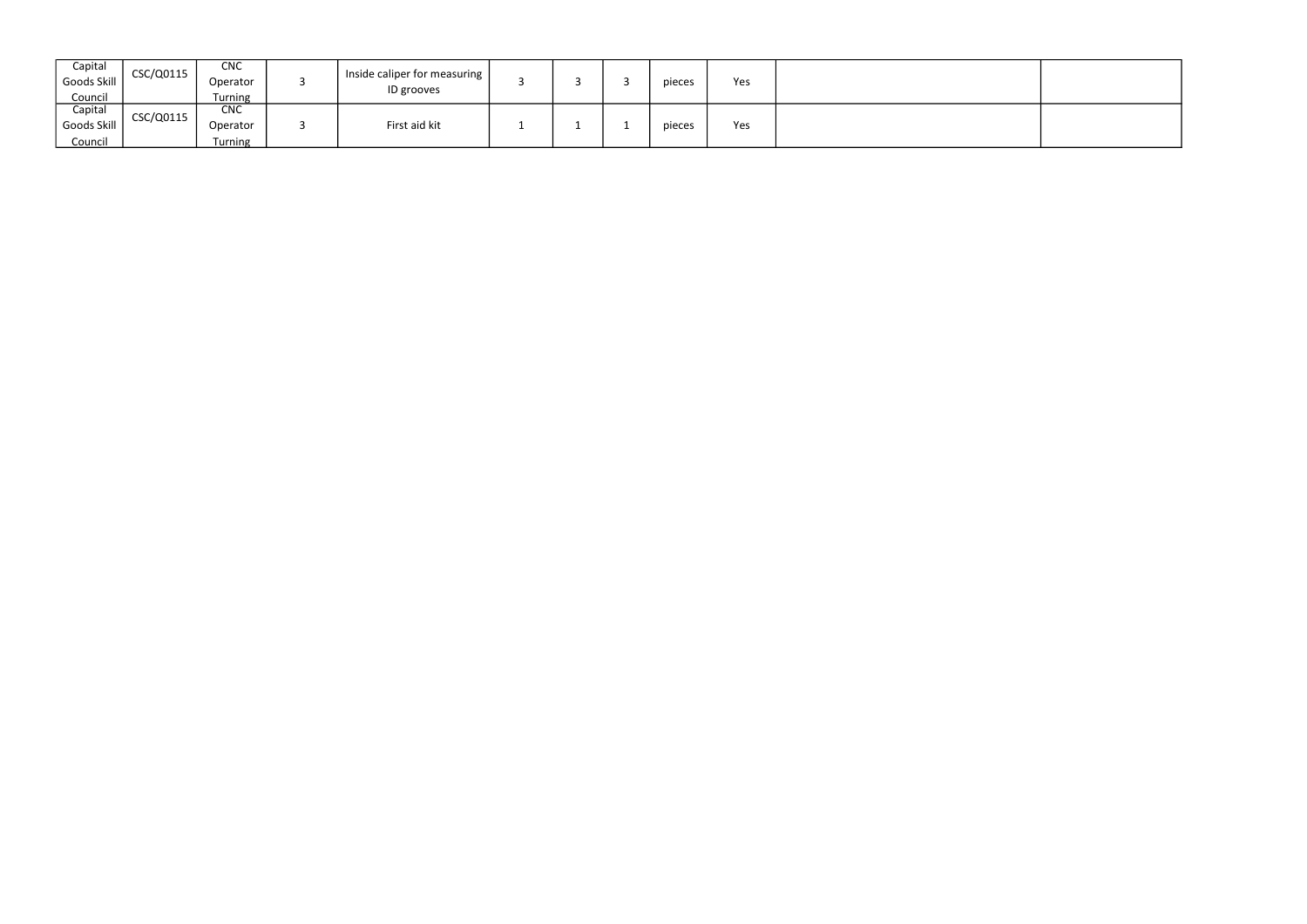| | | | | | | | | | | | |
|---|---|---|---|---|---|---|---|---|---|---|---|
| Capital Goods Skill Council | CSC/Q0115 | CNC Operator Turning | 3 | Inside caliper for measuring ID grooves | 3 | 3 | 3 | pieces | Yes | | |
| Capital Goods Skill Council | CSC/Q0115 | CNC Operator Turning | 3 | First aid kit | 1 | 1 | 1 | pieces | Yes | | |